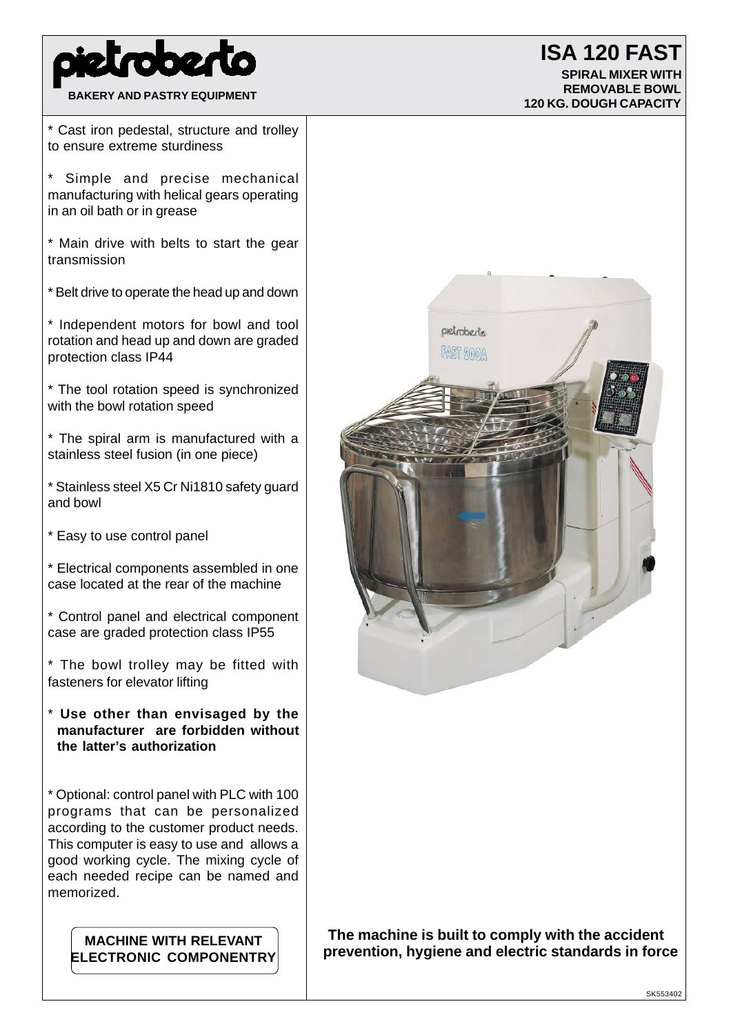# pietroberto

**BAKERY AND PASTRY EQUIPMENT**

# ISA 120 FAST

**SPIRAL MIXER WITH REMOVABLE BOWL**
**120 KG. DOUGH CAPACITY**

* Cast iron pedestal, structure and trolley to ensure extreme sturdiness

* Simple and precise mechanical manufacturing with helical gears operating in an oil bath or in grease

* Main drive with belts to start the gear transmission

* Belt drive to operate the head up and down

* Independent motors for bowl and tool rotation and head up and down are graded protection class IP44

* The tool rotation speed is synchronized with the bowl rotation speed

* The spiral arm is manufactured with a stainless steel fusion (in one piece)

* Stainless steel X5 Cr Ni1810 safety guard and bowl

* Easy to use control panel

* Electrical components assembled in one case located at the rear of the machine

* Control panel and electrical component case are graded protection class IP55

* The bowl trolley may be fitted with fasteners for elevator lifting

* **Use other than envisaged by the manufacturer are forbidden without the latter's authorization**

* Optional: control panel with PLC with 100 programs that can be personalized according to the customer product needs. This computer is easy to use and allows a good working cycle. The mixing cycle of each needed recipe can be named and memorized.

**MACHINE WITH RELEVANT ELECTRONIC COMPONENTRY**

**The machine is built to comply with the accident prevention, hygiene and electric standards in force**

SK553402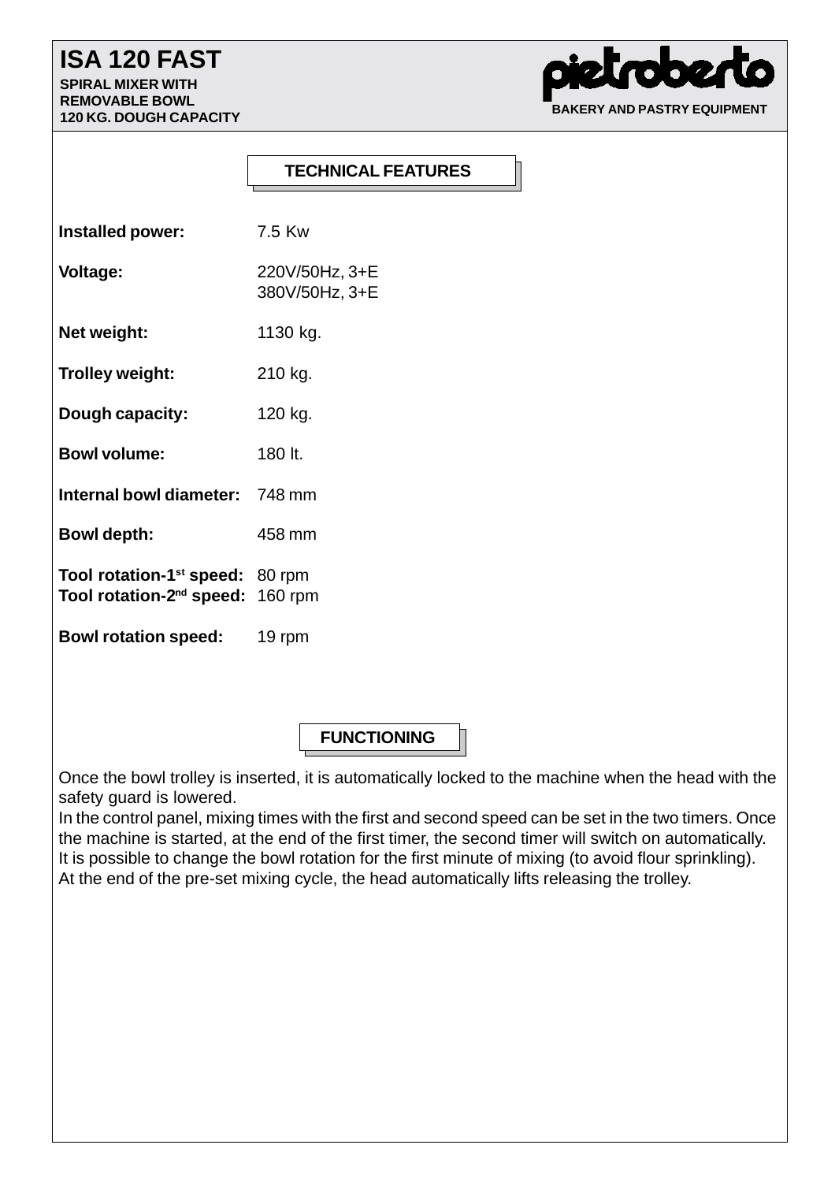# ISA 120 FAST

**SPIRAL MIXER WITH REMOVABLE BOWL**
**120 KG. DOUGH CAPACITY**

pietroberto
**BAKERY AND PASTRY EQUIPMENT**

## TECHNICAL FEATURES

| | |
|---|---|
| **Installed power:** | 7.5 Kw |
| **Voltage:** | 220V/50Hz, 3+E<br>380V/50Hz, 3+E |
| **Net weight:** | 1130 kg. |
| **Trolley weight:** | 210 kg. |
| **Dough capacity:** | 120 kg. |
| **Bowl volume:** | 180 lt. |
| **Internal bowl diameter:** | 748 mm |
| **Bowl depth:** | 458 mm |
| **Tool rotation-1st speed:** | 80 rpm |
| **Tool rotation-2nd speed:** | 160 rpm |
| **Bowl rotation speed:** | 19 rpm |

## FUNCTIONING

Once the bowl trolley is inserted, it is automatically locked to the machine when the head with the safety guard is lowered.
In the control panel, mixing times with the first and second speed can be set in the two timers. Once the machine is started, at the end of the first timer, the second timer will switch on automatically.
It is possible to change the bowl rotation for the first minute of mixing (to avoid flour sprinkling).
At the end of the pre-set mixing cycle, the head automatically lifts releasing the trolley.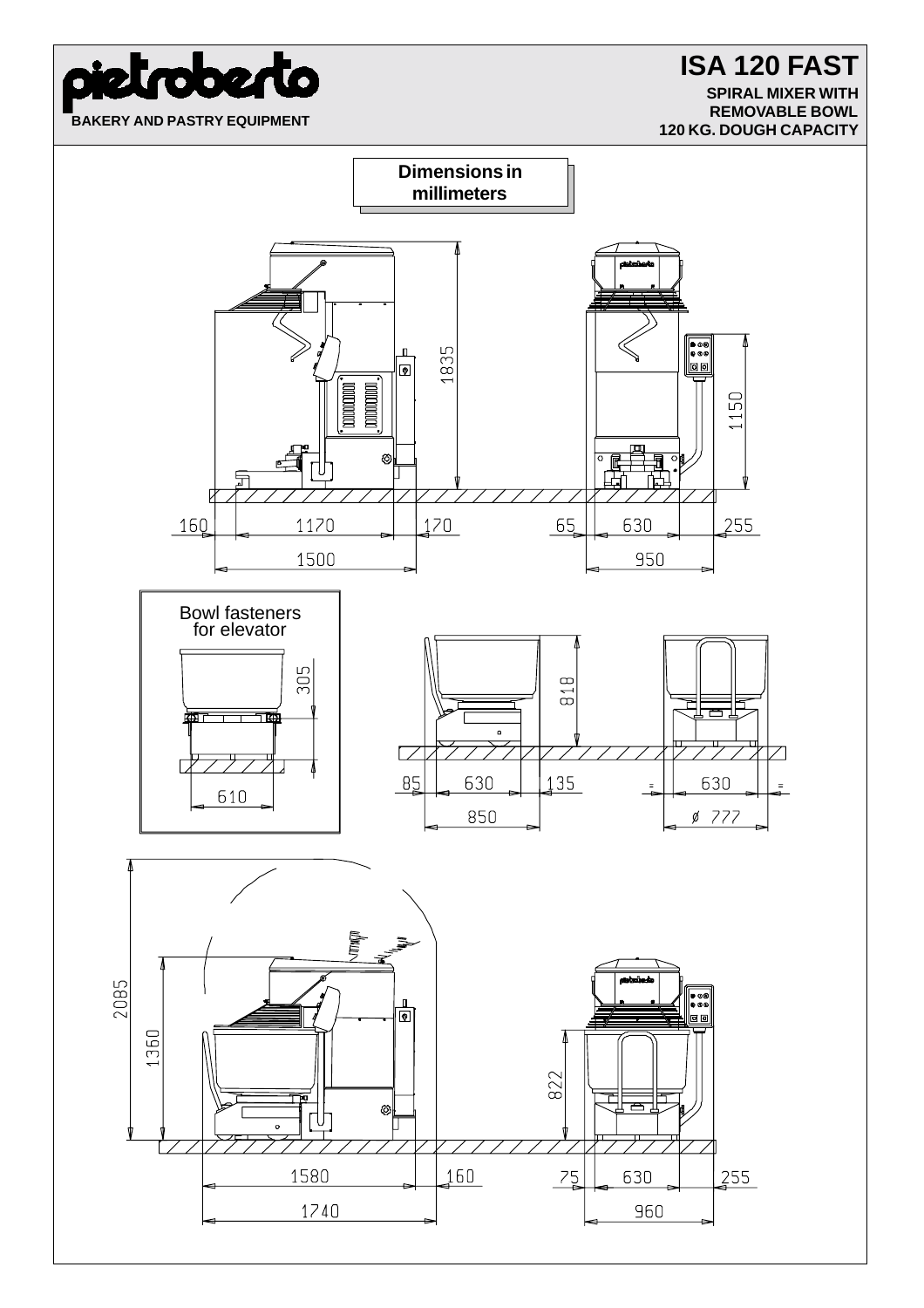**pietroberto**

BAKERY AND PASTRY EQUIPMENT

# ISA 120 FAST

**SPIRAL MIXER WITH REMOVABLE BOWL 120 KG. DOUGH CAPACITY**

**Dimensions in millimeters**

1835

1150

160

1170

170

1500

65

630

255

950

Bowl fasteners for elevator

305

610

818

85

630

135

850

=

630

=

ø 777

2085

1360

822

1580

160

1740

75

630

255

960